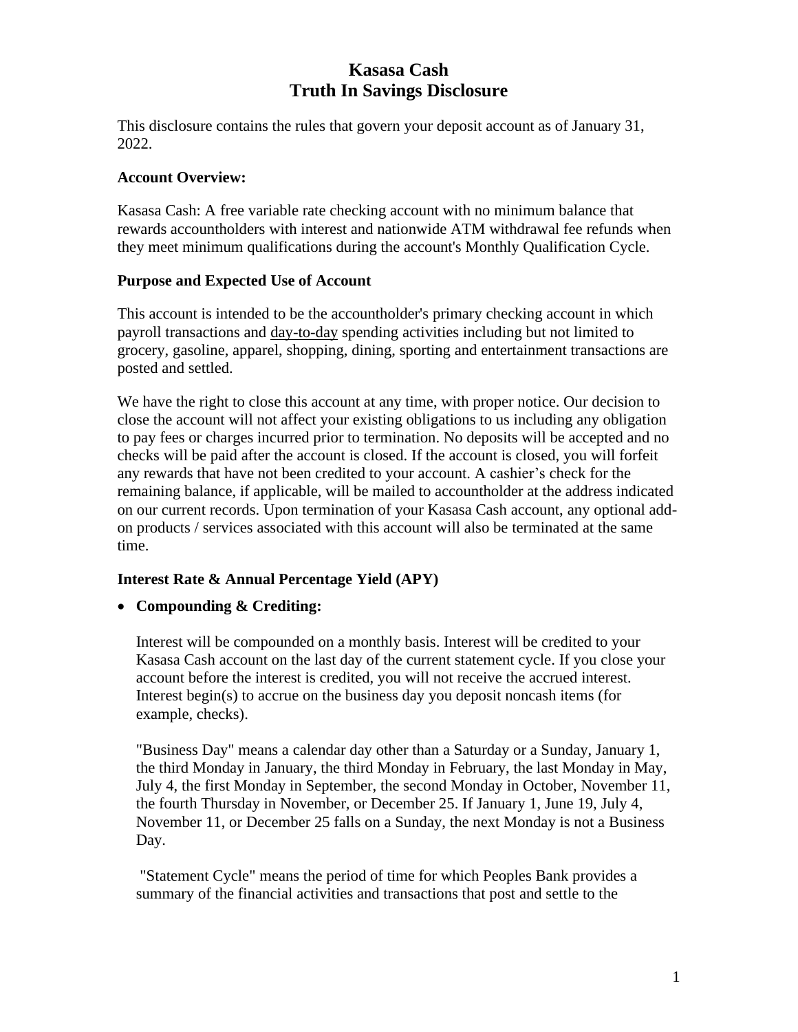# Kasasa Cash
# Truth In Savings Disclosure

This disclosure contains the rules that govern your deposit account as of January 31, 2022.

**Account Overview:**

Kasasa Cash: A free variable rate checking account with no minimum balance that rewards accountholders with interest and nationwide ATM withdrawal fee refunds when they meet minimum qualifications during the account's Monthly Qualification Cycle.

**Purpose and Expected Use of Account**

This account is intended to be the accountholder's primary checking account in which payroll transactions and day-to-day spending activities including but not limited to grocery, gasoline, apparel, shopping, dining, sporting and entertainment transactions are posted and settled.

We have the right to close this account at any time, with proper notice. Our decision to close the account will not affect your existing obligations to us including any obligation to pay fees or charges incurred prior to termination. No deposits will be accepted and no checks will be paid after the account is closed. If the account is closed, you will forfeit any rewards that have not been credited to your account. A cashier's check for the remaining balance, if applicable, will be mailed to accountholder at the address indicated on our current records. Upon termination of your Kasasa Cash account, any optional add-on products / services associated with this account will also be terminated at the same time.

**Interest Rate & Annual Percentage Yield (APY)**

- **Compounding & Crediting:**

  Interest will be compounded on a monthly basis. Interest will be credited to your Kasasa Cash account on the last day of the current statement cycle. If you close your account before the interest is credited, you will not receive the accrued interest. Interest begin(s) to accrue on the business day you deposit noncash items (for example, checks).

  "Business Day" means a calendar day other than a Saturday or a Sunday, January 1, the third Monday in January, the third Monday in February, the last Monday in May, July 4, the first Monday in September, the second Monday in October, November 11, the fourth Thursday in November, or December 25. If January 1, June 19, July 4, November 11, or December 25 falls on a Sunday, the next Monday is not a Business Day.

  "Statement Cycle" means the period of time for which Peoples Bank provides a summary of the financial activities and transactions that post and settle to the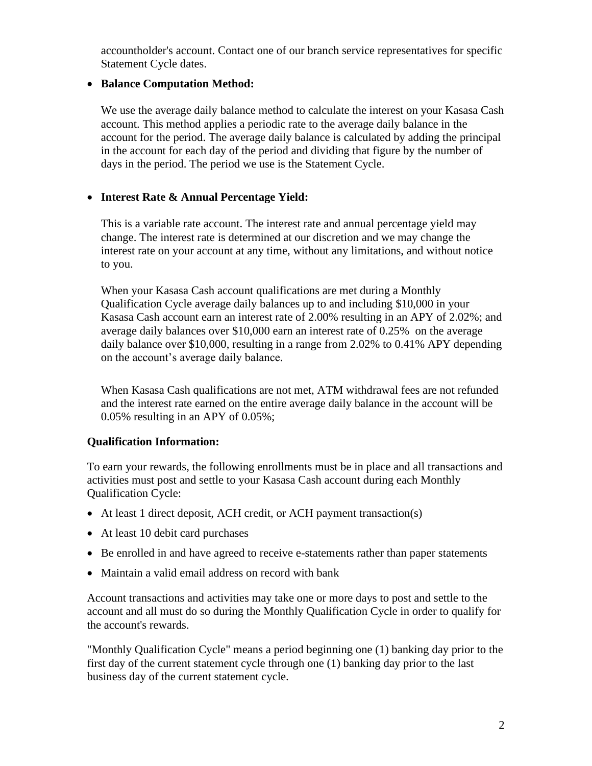accountholder's account. Contact one of our branch service representatives for specific Statement Cycle dates.

- **Balance Computation Method:**

  We use the average daily balance method to calculate the interest on your Kasasa Cash account. This method applies a periodic rate to the average daily balance in the account for the period. The average daily balance is calculated by adding the principal in the account for each day of the period and dividing that figure by the number of days in the period. The period we use is the Statement Cycle.

- **Interest Rate & Annual Percentage Yield:**

  This is a variable rate account. The interest rate and annual percentage yield may change. The interest rate is determined at our discretion and we may change the interest rate on your account at any time, without any limitations, and without notice to you.

  When your Kasasa Cash account qualifications are met during a Monthly Qualification Cycle average daily balances up to and including $10,000 in your Kasasa Cash account earn an interest rate of 2.00% resulting in an APY of 2.02%; and average daily balances over $10,000 earn an interest rate of 0.25% on the average daily balance over $10,000, resulting in a range from 2.02% to 0.41% APY depending on the account's average daily balance.

  When Kasasa Cash qualifications are not met, ATM withdrawal fees are not refunded and the interest rate earned on the entire average daily balance in the account will be 0.05% resulting in an APY of 0.05%;

**Qualification Information:**

To earn your rewards, the following enrollments must be in place and all transactions and activities must post and settle to your Kasasa Cash account during each Monthly Qualification Cycle:

- At least 1 direct deposit, ACH credit, or ACH payment transaction(s)
- At least 10 debit card purchases
- Be enrolled in and have agreed to receive e-statements rather than paper statements
- Maintain a valid email address on record with bank

Account transactions and activities may take one or more days to post and settle to the account and all must do so during the Monthly Qualification Cycle in order to qualify for the account's rewards.

"Monthly Qualification Cycle" means a period beginning one (1) banking day prior to the first day of the current statement cycle through one (1) banking day prior to the last business day of the current statement cycle.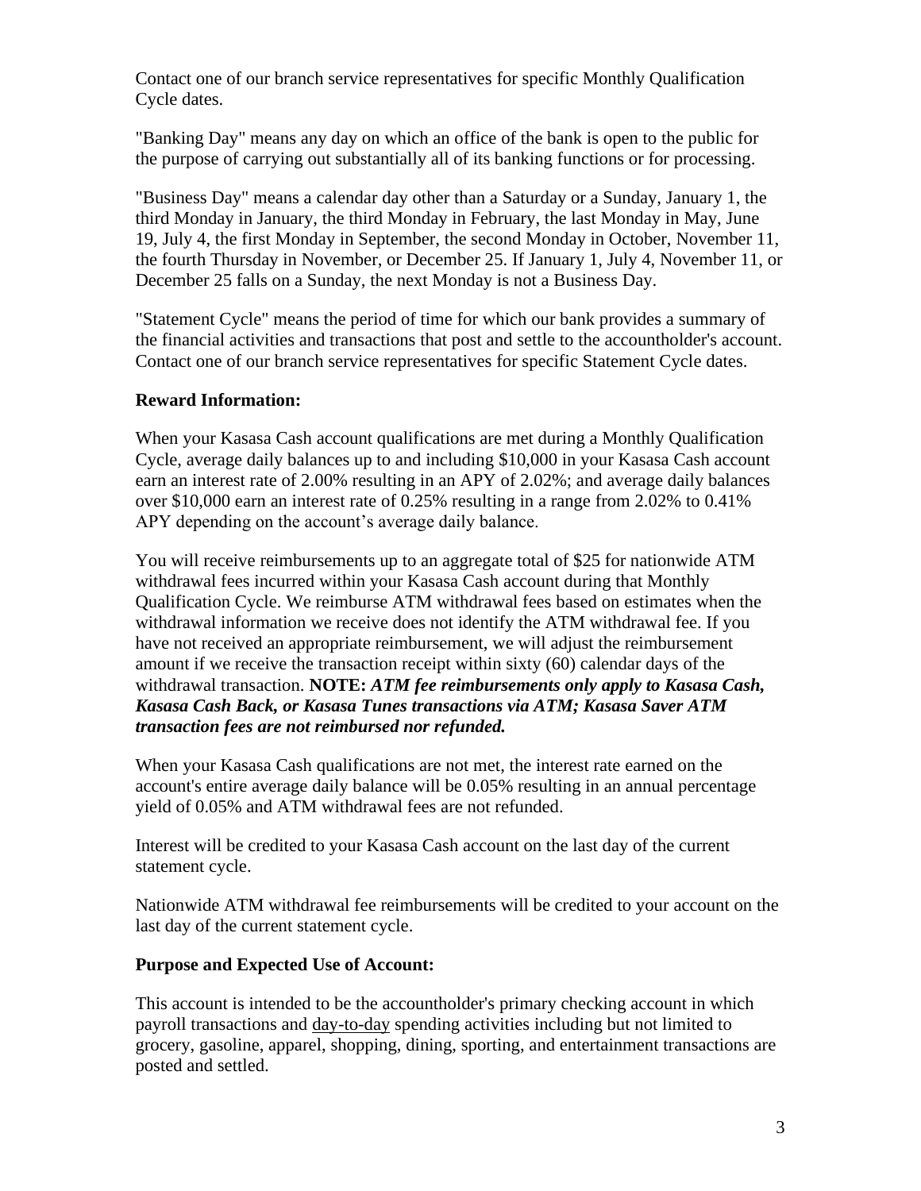Contact one of our branch service representatives for specific Monthly Qualification Cycle dates.

"Banking Day" means any day on which an office of the bank is open to the public for the purpose of carrying out substantially all of its banking functions or for processing.

"Business Day" means a calendar day other than a Saturday or a Sunday, January 1, the third Monday in January, the third Monday in February, the last Monday in May, June 19, July 4, the first Monday in September, the second Monday in October, November 11, the fourth Thursday in November, or December 25. If January 1, July 4, November 11, or December 25 falls on a Sunday, the next Monday is not a Business Day.

"Statement Cycle" means the period of time for which our bank provides a summary of the financial activities and transactions that post and settle to the accountholder's account. Contact one of our branch service representatives for specific Statement Cycle dates.

**Reward Information:**

When your Kasasa Cash account qualifications are met during a Monthly Qualification Cycle, average daily balances up to and including $10,000 in your Kasasa Cash account earn an interest rate of 2.00% resulting in an APY of 2.02%; and average daily balances over $10,000 earn an interest rate of 0.25% resulting in a range from 2.02% to 0.41% APY depending on the account's average daily balance.

You will receive reimbursements up to an aggregate total of $25 for nationwide ATM withdrawal fees incurred within your Kasasa Cash account during that Monthly Qualification Cycle. We reimburse ATM withdrawal fees based on estimates when the withdrawal information we receive does not identify the ATM withdrawal fee. If you have not received an appropriate reimbursement, we will adjust the reimbursement amount if we receive the transaction receipt within sixty (60) calendar days of the withdrawal transaction. **NOTE:** ***ATM fee reimbursements only apply to Kasasa Cash, Kasasa Cash Back, or Kasasa Tunes transactions via ATM; Kasasa Saver ATM transaction fees are not reimbursed nor refunded.***

When your Kasasa Cash qualifications are not met, the interest rate earned on the account's entire average daily balance will be 0.05% resulting in an annual percentage yield of 0.05% and ATM withdrawal fees are not refunded.

Interest will be credited to your Kasasa Cash account on the last day of the current statement cycle.

Nationwide ATM withdrawal fee reimbursements will be credited to your account on the last day of the current statement cycle.

**Purpose and Expected Use of Account:**

This account is intended to be the accountholder's primary checking account in which payroll transactions and day-to-day spending activities including but not limited to grocery, gasoline, apparel, shopping, dining, sporting, and entertainment transactions are posted and settled.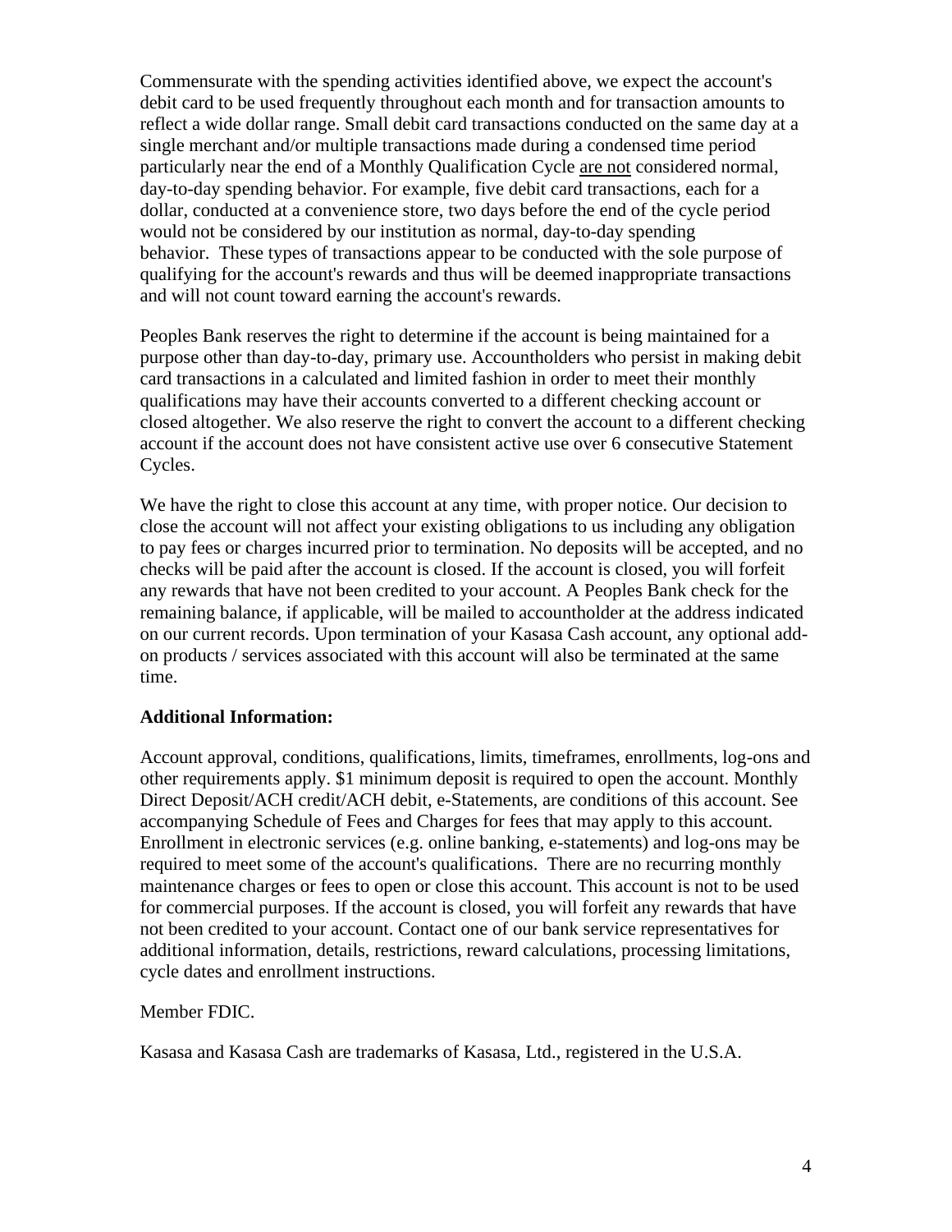Commensurate with the spending activities identified above, we expect the account's debit card to be used frequently throughout each month and for transaction amounts to reflect a wide dollar range. Small debit card transactions conducted on the same day at a single merchant and/or multiple transactions made during a condensed time period particularly near the end of a Monthly Qualification Cycle <u>are not</u> considered normal, day-to-day spending behavior. For example, five debit card transactions, each for a dollar, conducted at a convenience store, two days before the end of the cycle period would not be considered by our institution as normal, day-to-day spending behavior. These types of transactions appear to be conducted with the sole purpose of qualifying for the account's rewards and thus will be deemed inappropriate transactions and will not count toward earning the account's rewards.

Peoples Bank reserves the right to determine if the account is being maintained for a purpose other than day-to-day, primary use. Accountholders who persist in making debit card transactions in a calculated and limited fashion in order to meet their monthly qualifications may have their accounts converted to a different checking account or closed altogether. We also reserve the right to convert the account to a different checking account if the account does not have consistent active use over 6 consecutive Statement Cycles.

We have the right to close this account at any time, with proper notice. Our decision to close the account will not affect your existing obligations to us including any obligation to pay fees or charges incurred prior to termination. No deposits will be accepted, and no checks will be paid after the account is closed. If the account is closed, you will forfeit any rewards that have not been credited to your account. A Peoples Bank check for the remaining balance, if applicable, will be mailed to accountholder at the address indicated on our current records. Upon termination of your Kasasa Cash account, any optional add-on products / services associated with this account will also be terminated at the same time.

**Additional Information:**

Account approval, conditions, qualifications, limits, timeframes, enrollments, log-ons and other requirements apply. $1 minimum deposit is required to open the account. Monthly Direct Deposit/ACH credit/ACH debit, e-Statements, are conditions of this account. See accompanying Schedule of Fees and Charges for fees that may apply to this account. Enrollment in electronic services (e.g. online banking, e-statements) and log-ons may be required to meet some of the account's qualifications. There are no recurring monthly maintenance charges or fees to open or close this account. This account is not to be used for commercial purposes. If the account is closed, you will forfeit any rewards that have not been credited to your account. Contact one of our bank service representatives for additional information, details, restrictions, reward calculations, processing limitations, cycle dates and enrollment instructions.

Member FDIC.

Kasasa and Kasasa Cash are trademarks of Kasasa, Ltd., registered in the U.S.A.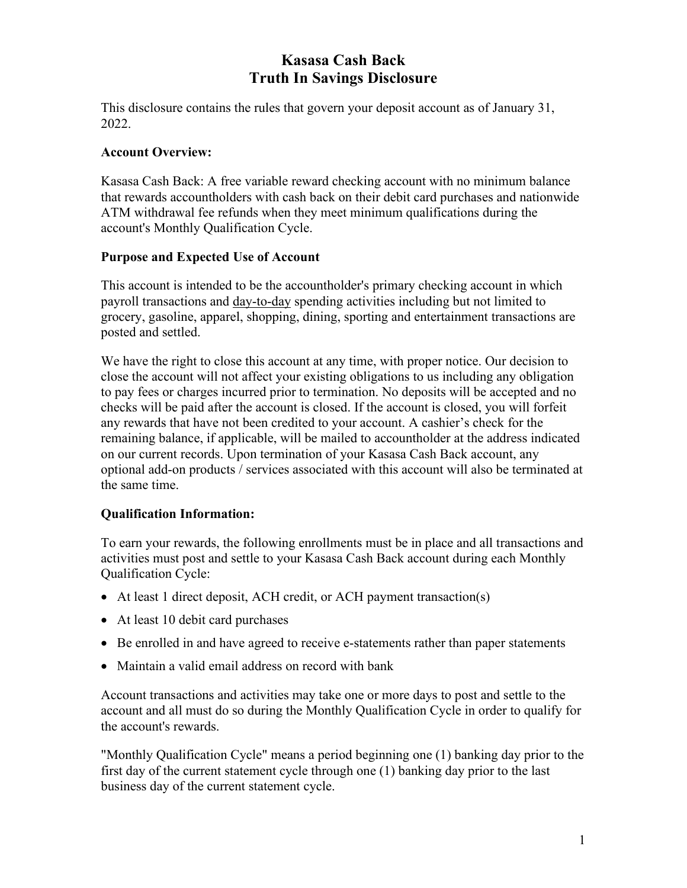# Kasasa Cash Back
# Truth In Savings Disclosure

This disclosure contains the rules that govern your deposit account as of January 31, 2022.

**Account Overview:**

Kasasa Cash Back: A free variable reward checking account with no minimum balance that rewards accountholders with cash back on their debit card purchases and nationwide ATM withdrawal fee refunds when they meet minimum qualifications during the account's Monthly Qualification Cycle.

**Purpose and Expected Use of Account**

This account is intended to be the accountholder's primary checking account in which payroll transactions and <u>day-to-day</u> spending activities including but not limited to grocery, gasoline, apparel, shopping, dining, sporting and entertainment transactions are posted and settled.

We have the right to close this account at any time, with proper notice. Our decision to close the account will not affect your existing obligations to us including any obligation to pay fees or charges incurred prior to termination. No deposits will be accepted and no checks will be paid after the account is closed. If the account is closed, you will forfeit any rewards that have not been credited to your account. A cashier's check for the remaining balance, if applicable, will be mailed to accountholder at the address indicated on our current records. Upon termination of your Kasasa Cash Back account, any optional add-on products / services associated with this account will also be terminated at the same time.

**Qualification Information:**

To earn your rewards, the following enrollments must be in place and all transactions and activities must post and settle to your Kasasa Cash Back account during each Monthly Qualification Cycle:

- At least 1 direct deposit, ACH credit, or ACH payment transaction(s)
- At least 10 debit card purchases
- Be enrolled in and have agreed to receive e-statements rather than paper statements
- Maintain a valid email address on record with bank

Account transactions and activities may take one or more days to post and settle to the account and all must do so during the Monthly Qualification Cycle in order to qualify for the account's rewards.

"Monthly Qualification Cycle" means a period beginning one (1) banking day prior to the first day of the current statement cycle through one (1) banking day prior to the last business day of the current statement cycle.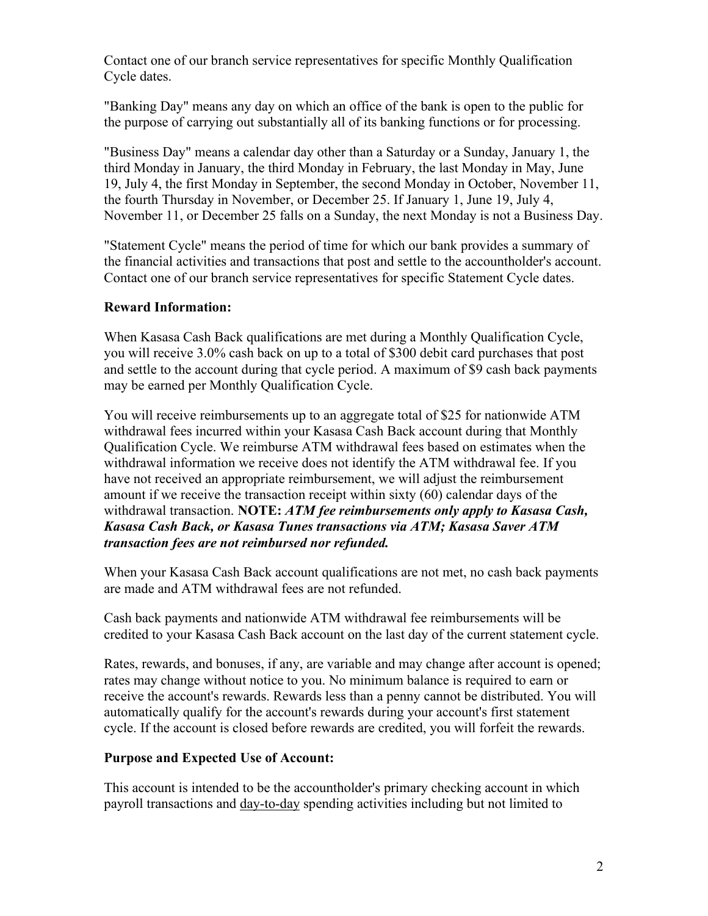Contact one of our branch service representatives for specific Monthly Qualification Cycle dates.

"Banking Day" means any day on which an office of the bank is open to the public for the purpose of carrying out substantially all of its banking functions or for processing.

"Business Day" means a calendar day other than a Saturday or a Sunday, January 1, the third Monday in January, the third Monday in February, the last Monday in May, June 19, July 4, the first Monday in September, the second Monday in October, November 11, the fourth Thursday in November, or December 25. If January 1, June 19, July 4, November 11, or December 25 falls on a Sunday, the next Monday is not a Business Day.

"Statement Cycle" means the period of time for which our bank provides a summary of the financial activities and transactions that post and settle to the accountholder's account. Contact one of our branch service representatives for specific Statement Cycle dates.

**Reward Information:**

When Kasasa Cash Back qualifications are met during a Monthly Qualification Cycle, you will receive 3.0% cash back on up to a total of $300 debit card purchases that post and settle to the account during that cycle period. A maximum of $9 cash back payments may be earned per Monthly Qualification Cycle.

You will receive reimbursements up to an aggregate total of $25 for nationwide ATM withdrawal fees incurred within your Kasasa Cash Back account during that Monthly Qualification Cycle. We reimburse ATM withdrawal fees based on estimates when the withdrawal information we receive does not identify the ATM withdrawal fee. If you have not received an appropriate reimbursement, we will adjust the reimbursement amount if we receive the transaction receipt within sixty (60) calendar days of the withdrawal transaction. **NOTE:** ***ATM fee reimbursements only apply to Kasasa Cash, Kasasa Cash Back, or Kasasa Tunes transactions via ATM; Kasasa Saver ATM transaction fees are not reimbursed nor refunded.***

When your Kasasa Cash Back account qualifications are not met, no cash back payments are made and ATM withdrawal fees are not refunded.

Cash back payments and nationwide ATM withdrawal fee reimbursements will be credited to your Kasasa Cash Back account on the last day of the current statement cycle.

Rates, rewards, and bonuses, if any, are variable and may change after account is opened; rates may change without notice to you. No minimum balance is required to earn or receive the account's rewards. Rewards less than a penny cannot be distributed. You will automatically qualify for the account's rewards during your account's first statement cycle. If the account is closed before rewards are credited, you will forfeit the rewards.

**Purpose and Expected Use of Account:**

This account is intended to be the accountholder's primary checking account in which payroll transactions and day-to-day spending activities including but not limited to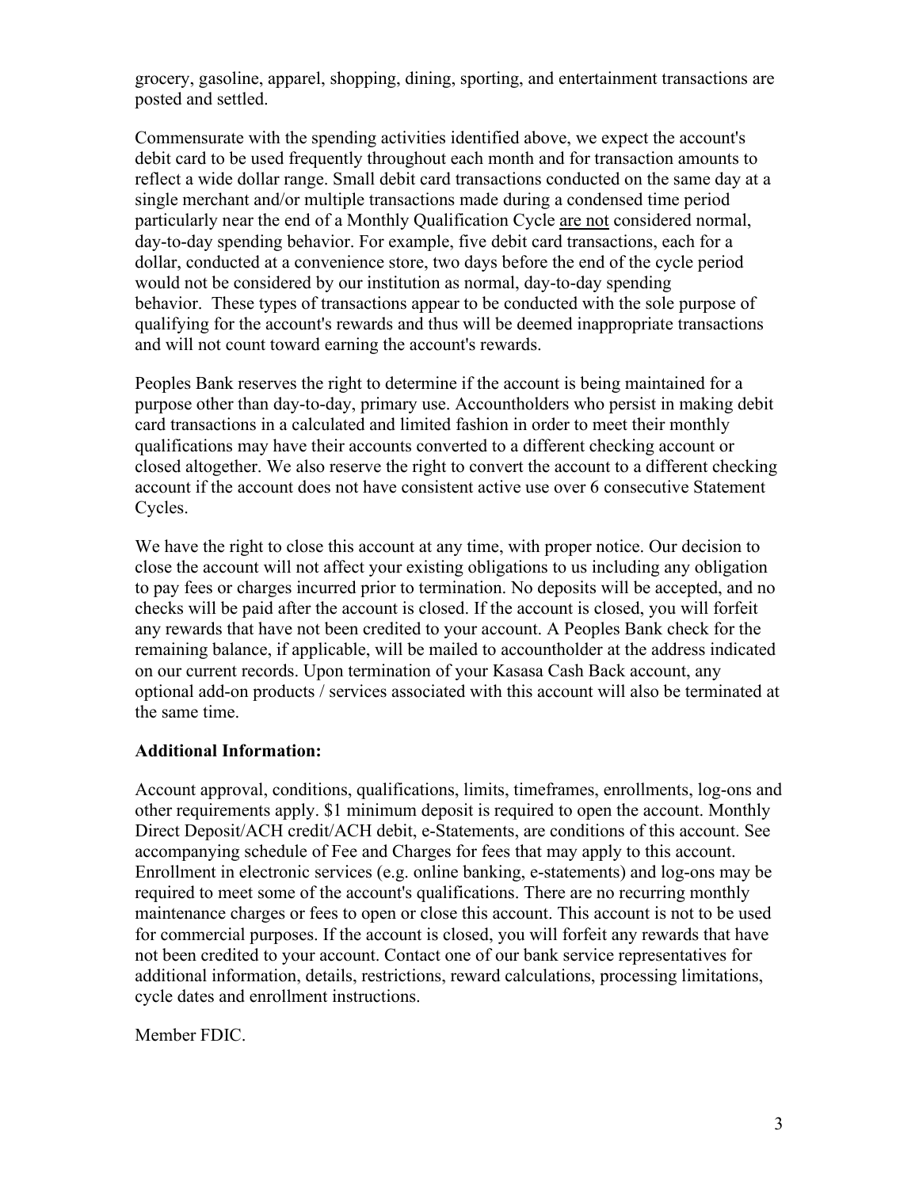grocery, gasoline, apparel, shopping, dining, sporting, and entertainment transactions are posted and settled.

Commensurate with the spending activities identified above, we expect the account's debit card to be used frequently throughout each month and for transaction amounts to reflect a wide dollar range. Small debit card transactions conducted on the same day at a single merchant and/or multiple transactions made during a condensed time period particularly near the end of a Monthly Qualification Cycle are not considered normal, day-to-day spending behavior. For example, five debit card transactions, each for a dollar, conducted at a convenience store, two days before the end of the cycle period would not be considered by our institution as normal, day-to-day spending behavior. These types of transactions appear to be conducted with the sole purpose of qualifying for the account's rewards and thus will be deemed inappropriate transactions and will not count toward earning the account's rewards.

Peoples Bank reserves the right to determine if the account is being maintained for a purpose other than day-to-day, primary use. Accountholders who persist in making debit card transactions in a calculated and limited fashion in order to meet their monthly qualifications may have their accounts converted to a different checking account or closed altogether. We also reserve the right to convert the account to a different checking account if the account does not have consistent active use over 6 consecutive Statement Cycles.

We have the right to close this account at any time, with proper notice. Our decision to close the account will not affect your existing obligations to us including any obligation to pay fees or charges incurred prior to termination. No deposits will be accepted, and no checks will be paid after the account is closed. If the account is closed, you will forfeit any rewards that have not been credited to your account. A Peoples Bank check for the remaining balance, if applicable, will be mailed to accountholder at the address indicated on our current records. Upon termination of your Kasasa Cash Back account, any optional add-on products / services associated with this account will also be terminated at the same time.

**Additional Information:**

Account approval, conditions, qualifications, limits, timeframes, enrollments, log-ons and other requirements apply. $1 minimum deposit is required to open the account. Monthly Direct Deposit/ACH credit/ACH debit, e-Statements, are conditions of this account. See accompanying schedule of Fee and Charges for fees that may apply to this account. Enrollment in electronic services (e.g. online banking, e-statements) and log-ons may be required to meet some of the account's qualifications. There are no recurring monthly maintenance charges or fees to open or close this account. This account is not to be used for commercial purposes. If the account is closed, you will forfeit any rewards that have not been credited to your account. Contact one of our bank service representatives for additional information, details, restrictions, reward calculations, processing limitations, cycle dates and enrollment instructions.

Member FDIC.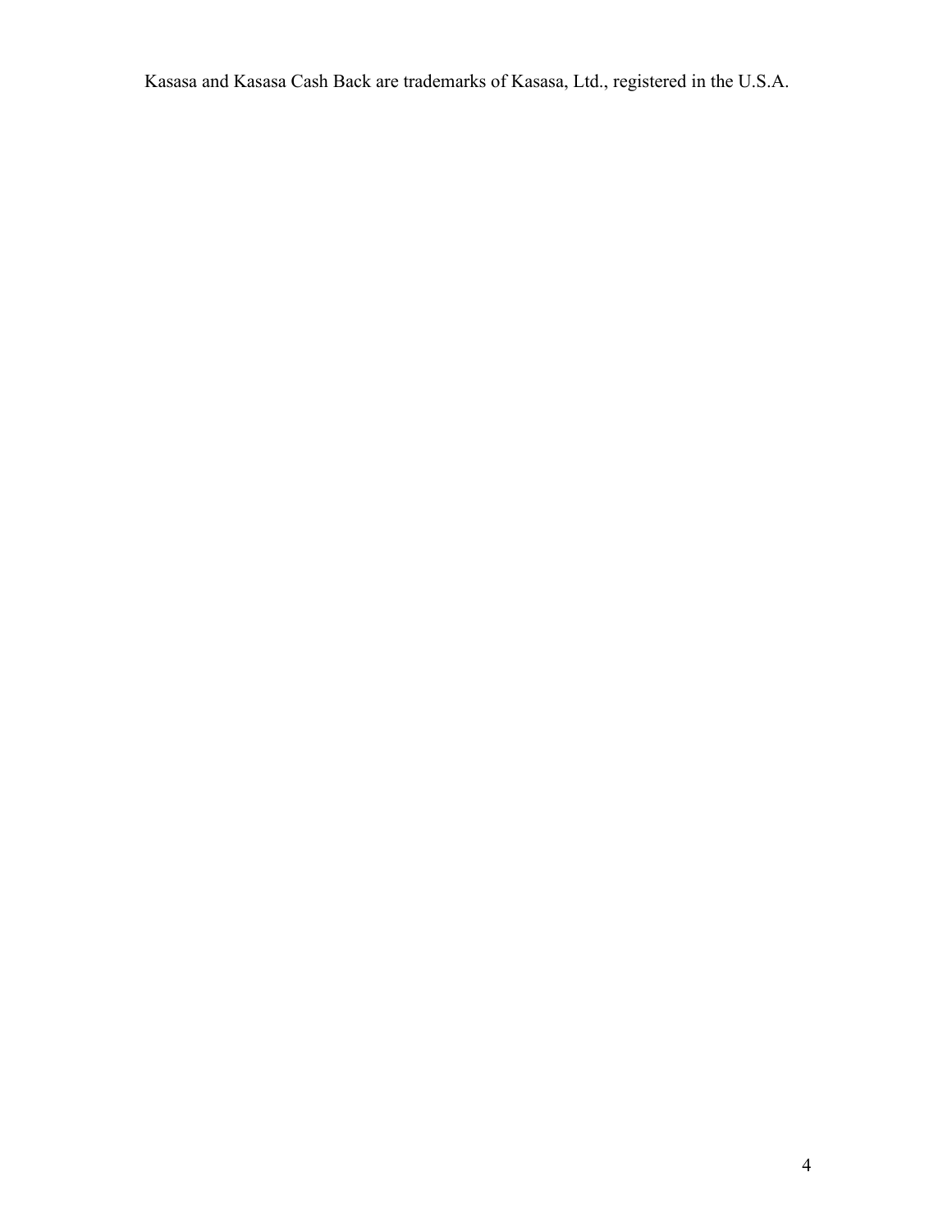Kasasa and Kasasa Cash Back are trademarks of Kasasa, Ltd., registered in the U.S.A.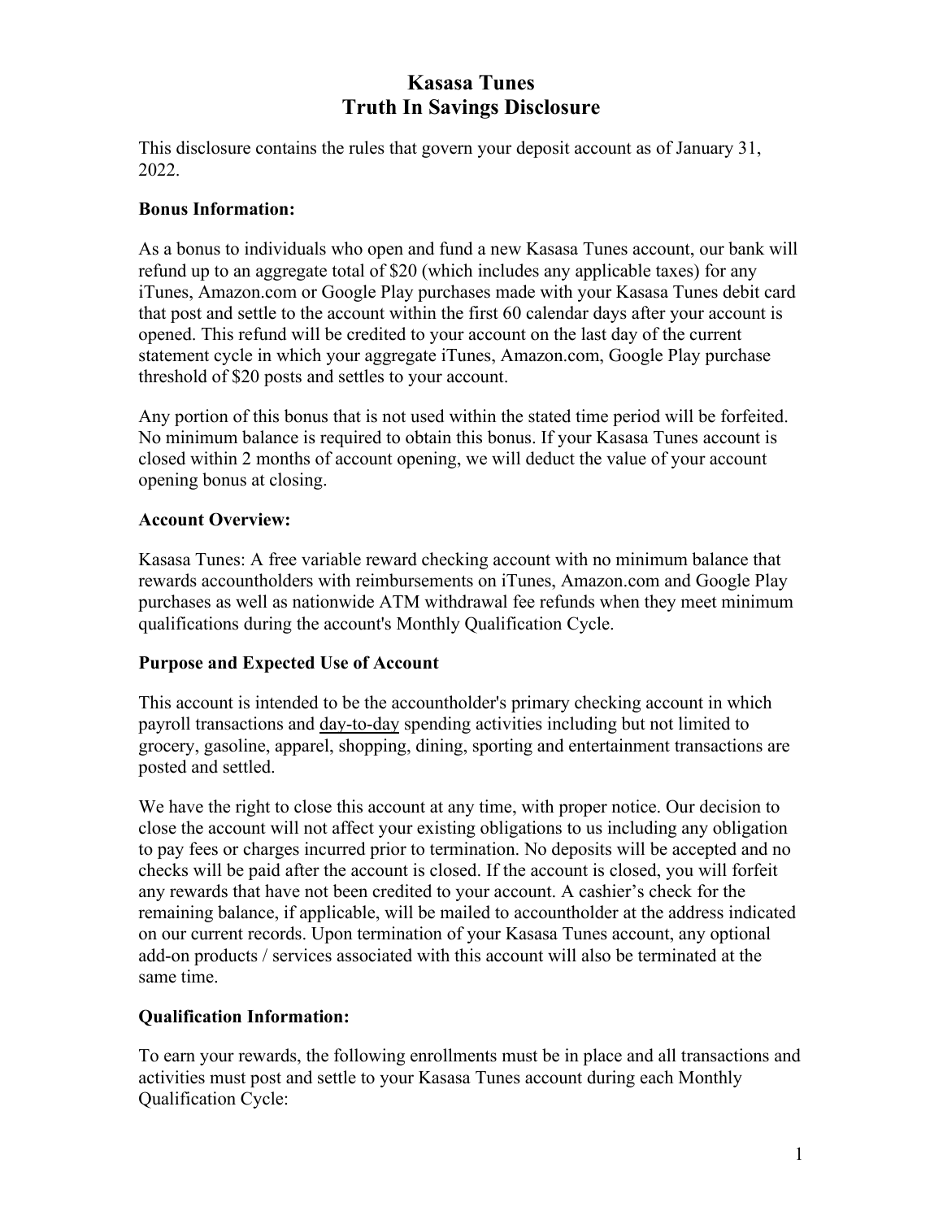# Kasasa Tunes
# Truth In Savings Disclosure

This disclosure contains the rules that govern your deposit account as of January 31, 2022.

**Bonus Information:**

As a bonus to individuals who open and fund a new Kasasa Tunes account, our bank will refund up to an aggregate total of $20 (which includes any applicable taxes) for any iTunes, Amazon.com or Google Play purchases made with your Kasasa Tunes debit card that post and settle to the account within the first 60 calendar days after your account is opened. This refund will be credited to your account on the last day of the current statement cycle in which your aggregate iTunes, Amazon.com, Google Play purchase threshold of $20 posts and settles to your account.

Any portion of this bonus that is not used within the stated time period will be forfeited. No minimum balance is required to obtain this bonus. If your Kasasa Tunes account is closed within 2 months of account opening, we will deduct the value of your account opening bonus at closing.

**Account Overview:**

Kasasa Tunes: A free variable reward checking account with no minimum balance that rewards accountholders with reimbursements on iTunes, Amazon.com and Google Play purchases as well as nationwide ATM withdrawal fee refunds when they meet minimum qualifications during the account's Monthly Qualification Cycle.

**Purpose and Expected Use of Account**

This account is intended to be the accountholder's primary checking account in which payroll transactions and day-to-day spending activities including but not limited to grocery, gasoline, apparel, shopping, dining, sporting and entertainment transactions are posted and settled.

We have the right to close this account at any time, with proper notice. Our decision to close the account will not affect your existing obligations to us including any obligation to pay fees or charges incurred prior to termination. No deposits will be accepted and no checks will be paid after the account is closed. If the account is closed, you will forfeit any rewards that have not been credited to your account. A cashier's check for the remaining balance, if applicable, will be mailed to accountholder at the address indicated on our current records. Upon termination of your Kasasa Tunes account, any optional add-on products / services associated with this account will also be terminated at the same time.

**Qualification Information:**

To earn your rewards, the following enrollments must be in place and all transactions and activities must post and settle to your Kasasa Tunes account during each Monthly Qualification Cycle: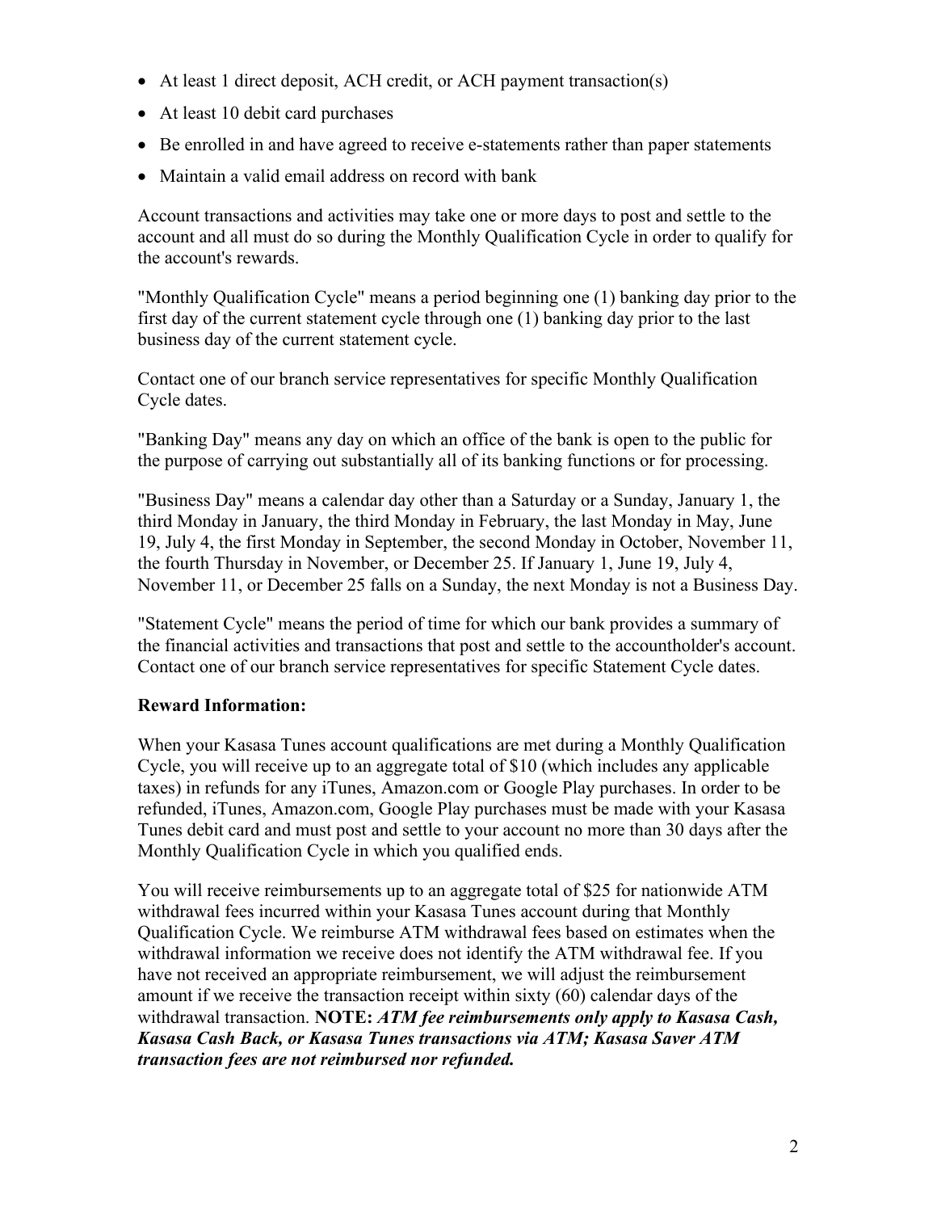- At least 1 direct deposit, ACH credit, or ACH payment transaction(s)
- At least 10 debit card purchases
- Be enrolled in and have agreed to receive e-statements rather than paper statements
- Maintain a valid email address on record with bank

Account transactions and activities may take one or more days to post and settle to the account and all must do so during the Monthly Qualification Cycle in order to qualify for the account's rewards.

"Monthly Qualification Cycle" means a period beginning one (1) banking day prior to the first day of the current statement cycle through one (1) banking day prior to the last business day of the current statement cycle.

Contact one of our branch service representatives for specific Monthly Qualification Cycle dates.

"Banking Day" means any day on which an office of the bank is open to the public for the purpose of carrying out substantially all of its banking functions or for processing.

"Business Day" means a calendar day other than a Saturday or a Sunday, January 1, the third Monday in January, the third Monday in February, the last Monday in May, June 19, July 4, the first Monday in September, the second Monday in October, November 11, the fourth Thursday in November, or December 25. If January 1, June 19, July 4, November 11, or December 25 falls on a Sunday, the next Monday is not a Business Day.

"Statement Cycle" means the period of time for which our bank provides a summary of the financial activities and transactions that post and settle to the accountholder's account. Contact one of our branch service representatives for specific Statement Cycle dates.

**Reward Information:**

When your Kasasa Tunes account qualifications are met during a Monthly Qualification Cycle, you will receive up to an aggregate total of $10 (which includes any applicable taxes) in refunds for any iTunes, Amazon.com or Google Play purchases. In order to be refunded, iTunes, Amazon.com, Google Play purchases must be made with your Kasasa Tunes debit card and must post and settle to your account no more than 30 days after the Monthly Qualification Cycle in which you qualified ends.

You will receive reimbursements up to an aggregate total of $25 for nationwide ATM withdrawal fees incurred within your Kasasa Tunes account during that Monthly Qualification Cycle. We reimburse ATM withdrawal fees based on estimates when the withdrawal information we receive does not identify the ATM withdrawal fee. If you have not received an appropriate reimbursement, we will adjust the reimbursement amount if we receive the transaction receipt within sixty (60) calendar days of the withdrawal transaction. **NOTE:** ***ATM fee reimbursements only apply to Kasasa Cash, Kasasa Cash Back, or Kasasa Tunes transactions via ATM; Kasasa Saver ATM transaction fees are not reimbursed nor refunded.***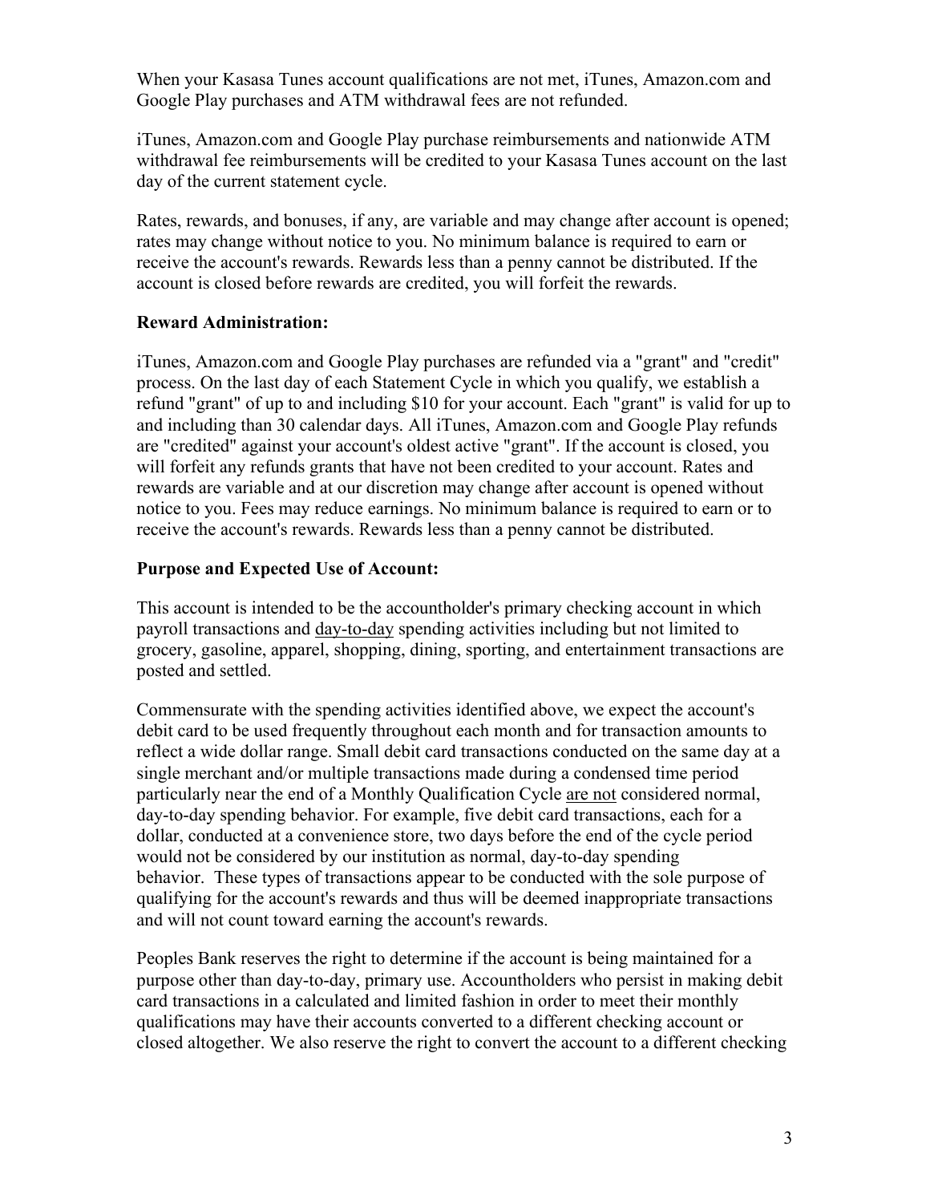When your Kasasa Tunes account qualifications are not met, iTunes, Amazon.com and Google Play purchases and ATM withdrawal fees are not refunded.

iTunes, Amazon.com and Google Play purchase reimbursements and nationwide ATM withdrawal fee reimbursements will be credited to your Kasasa Tunes account on the last day of the current statement cycle.

Rates, rewards, and bonuses, if any, are variable and may change after account is opened; rates may change without notice to you. No minimum balance is required to earn or receive the account's rewards. Rewards less than a penny cannot be distributed. If the account is closed before rewards are credited, you will forfeit the rewards.

**Reward Administration:**

iTunes, Amazon.com and Google Play purchases are refunded via a "grant" and "credit" process. On the last day of each Statement Cycle in which you qualify, we establish a refund "grant" of up to and including $10 for your account. Each "grant" is valid for up to and including than 30 calendar days. All iTunes, Amazon.com and Google Play refunds are "credited" against your account's oldest active "grant". If the account is closed, you will forfeit any refunds grants that have not been credited to your account. Rates and rewards are variable and at our discretion may change after account is opened without notice to you. Fees may reduce earnings. No minimum balance is required to earn or to receive the account's rewards. Rewards less than a penny cannot be distributed.

**Purpose and Expected Use of Account:**

This account is intended to be the accountholder's primary checking account in which payroll transactions and day-to-day spending activities including but not limited to grocery, gasoline, apparel, shopping, dining, sporting, and entertainment transactions are posted and settled.

Commensurate with the spending activities identified above, we expect the account's debit card to be used frequently throughout each month and for transaction amounts to reflect a wide dollar range. Small debit card transactions conducted on the same day at a single merchant and/or multiple transactions made during a condensed time period particularly near the end of a Monthly Qualification Cycle are not considered normal, day-to-day spending behavior. For example, five debit card transactions, each for a dollar, conducted at a convenience store, two days before the end of the cycle period would not be considered by our institution as normal, day-to-day spending behavior. These types of transactions appear to be conducted with the sole purpose of qualifying for the account's rewards and thus will be deemed inappropriate transactions and will not count toward earning the account's rewards.

Peoples Bank reserves the right to determine if the account is being maintained for a purpose other than day-to-day, primary use. Accountholders who persist in making debit card transactions in a calculated and limited fashion in order to meet their monthly qualifications may have their accounts converted to a different checking account or closed altogether. We also reserve the right to convert the account to a different checking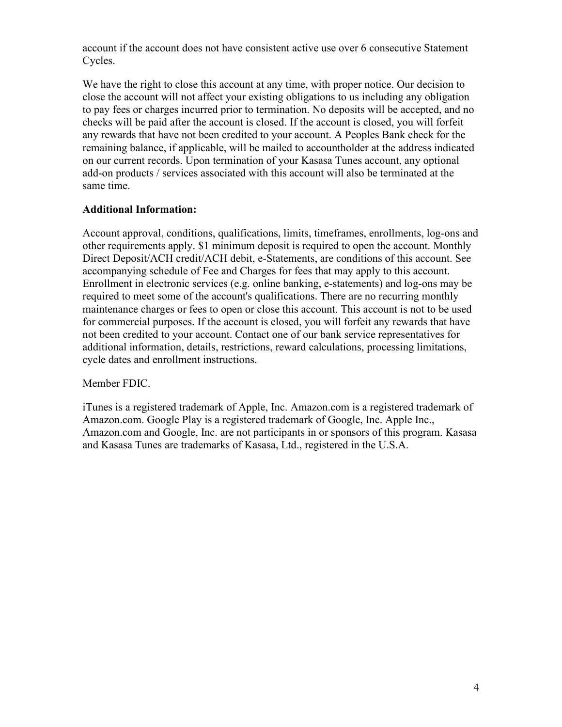account if the account does not have consistent active use over 6 consecutive Statement Cycles.

We have the right to close this account at any time, with proper notice. Our decision to close the account will not affect your existing obligations to us including any obligation to pay fees or charges incurred prior to termination. No deposits will be accepted, and no checks will be paid after the account is closed. If the account is closed, you will forfeit any rewards that have not been credited to your account. A Peoples Bank check for the remaining balance, if applicable, will be mailed to accountholder at the address indicated on our current records. Upon termination of your Kasasa Tunes account, any optional add-on products / services associated with this account will also be terminated at the same time.

**Additional Information:**

Account approval, conditions, qualifications, limits, timeframes, enrollments, log-ons and other requirements apply. $1 minimum deposit is required to open the account. Monthly Direct Deposit/ACH credit/ACH debit, e-Statements, are conditions of this account. See accompanying schedule of Fee and Charges for fees that may apply to this account. Enrollment in electronic services (e.g. online banking, e-statements) and log-ons may be required to meet some of the account's qualifications. There are no recurring monthly maintenance charges or fees to open or close this account. This account is not to be used for commercial purposes. If the account is closed, you will forfeit any rewards that have not been credited to your account. Contact one of our bank service representatives for additional information, details, restrictions, reward calculations, processing limitations, cycle dates and enrollment instructions.

Member FDIC.

iTunes is a registered trademark of Apple, Inc. Amazon.com is a registered trademark of Amazon.com. Google Play is a registered trademark of Google, Inc. Apple Inc., Amazon.com and Google, Inc. are not participants in or sponsors of this program. Kasasa and Kasasa Tunes are trademarks of Kasasa, Ltd., registered in the U.S.A.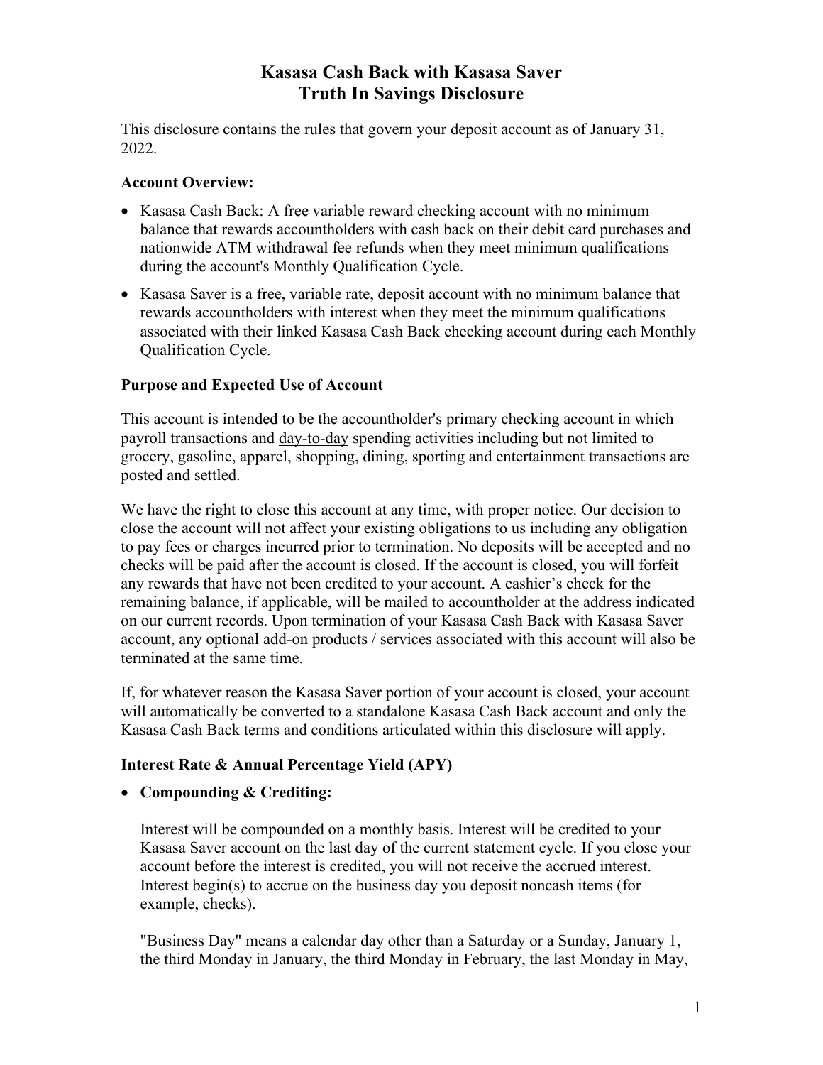# Kasasa Cash Back with Kasasa Saver
# Truth In Savings Disclosure

This disclosure contains the rules that govern your deposit account as of January 31, 2022.

### Account Overview:

- Kasasa Cash Back: A free variable reward checking account with no minimum balance that rewards accountholders with cash back on their debit card purchases and nationwide ATM withdrawal fee refunds when they meet minimum qualifications during the account's Monthly Qualification Cycle.
- Kasasa Saver is a free, variable rate, deposit account with no minimum balance that rewards accountholders with interest when they meet the minimum qualifications associated with their linked Kasasa Cash Back checking account during each Monthly Qualification Cycle.

### Purpose and Expected Use of Account

This account is intended to be the accountholder's primary checking account in which payroll transactions and day-to-day spending activities including but not limited to grocery, gasoline, apparel, shopping, dining, sporting and entertainment transactions are posted and settled.

We have the right to close this account at any time, with proper notice. Our decision to close the account will not affect your existing obligations to us including any obligation to pay fees or charges incurred prior to termination. No deposits will be accepted and no checks will be paid after the account is closed. If the account is closed, you will forfeit any rewards that have not been credited to your account. A cashier's check for the remaining balance, if applicable, will be mailed to accountholder at the address indicated on our current records. Upon termination of your Kasasa Cash Back with Kasasa Saver account, any optional add-on products / services associated with this account will also be terminated at the same time.

If, for whatever reason the Kasasa Saver portion of your account is closed, your account will automatically be converted to a standalone Kasasa Cash Back account and only the Kasasa Cash Back terms and conditions articulated within this disclosure will apply.

### Interest Rate & Annual Percentage Yield (APY)

- **Compounding & Crediting:**

  Interest will be compounded on a monthly basis. Interest will be credited to your Kasasa Saver account on the last day of the current statement cycle. If you close your account before the interest is credited, you will not receive the accrued interest. Interest begin(s) to accrue on the business day you deposit noncash items (for example, checks).

  "Business Day" means a calendar day other than a Saturday or a Sunday, January 1, the third Monday in January, the third Monday in February, the last Monday in May,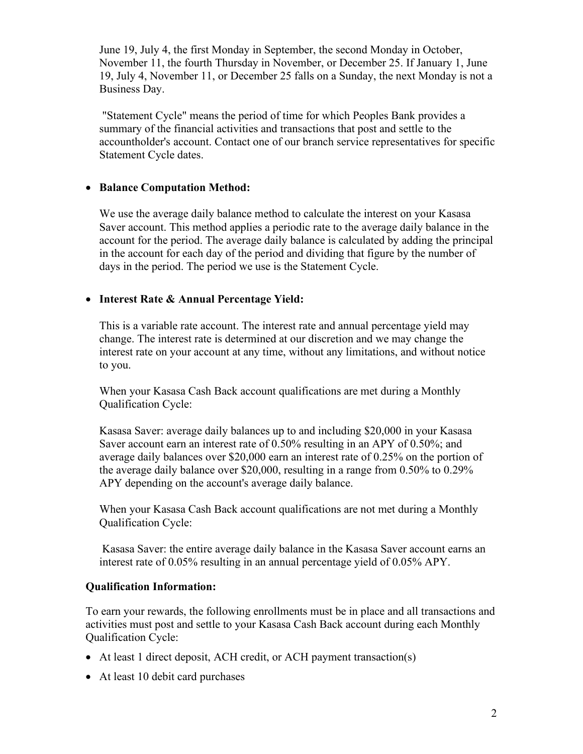June 19, July 4, the first Monday in September, the second Monday in October, November 11, the fourth Thursday in November, or December 25. If January 1, June 19, July 4, November 11, or December 25 falls on a Sunday, the next Monday is not a Business Day.

"Statement Cycle" means the period of time for which Peoples Bank provides a summary of the financial activities and transactions that post and settle to the accountholder's account. Contact one of our branch service representatives for specific Statement Cycle dates.

- **Balance Computation Method:**

  We use the average daily balance method to calculate the interest on your Kasasa Saver account. This method applies a periodic rate to the average daily balance in the account for the period. The average daily balance is calculated by adding the principal in the account for each day of the period and dividing that figure by the number of days in the period. The period we use is the Statement Cycle.

- **Interest Rate & Annual Percentage Yield:**

  This is a variable rate account. The interest rate and annual percentage yield may change. The interest rate is determined at our discretion and we may change the interest rate on your account at any time, without any limitations, and without notice to you.

  When your Kasasa Cash Back account qualifications are met during a Monthly Qualification Cycle:

  Kasasa Saver: average daily balances up to and including $20,000 in your Kasasa Saver account earn an interest rate of 0.50% resulting in an APY of 0.50%; and average daily balances over $20,000 earn an interest rate of 0.25% on the portion of the average daily balance over $20,000, resulting in a range from 0.50% to 0.29% APY depending on the account's average daily balance.

  When your Kasasa Cash Back account qualifications are not met during a Monthly Qualification Cycle:

  Kasasa Saver: the entire average daily balance in the Kasasa Saver account earns an interest rate of 0.05% resulting in an annual percentage yield of 0.05% APY.

**Qualification Information:**

To earn your rewards, the following enrollments must be in place and all transactions and activities must post and settle to your Kasasa Cash Back account during each Monthly Qualification Cycle:

- At least 1 direct deposit, ACH credit, or ACH payment transaction(s)
- At least 10 debit card purchases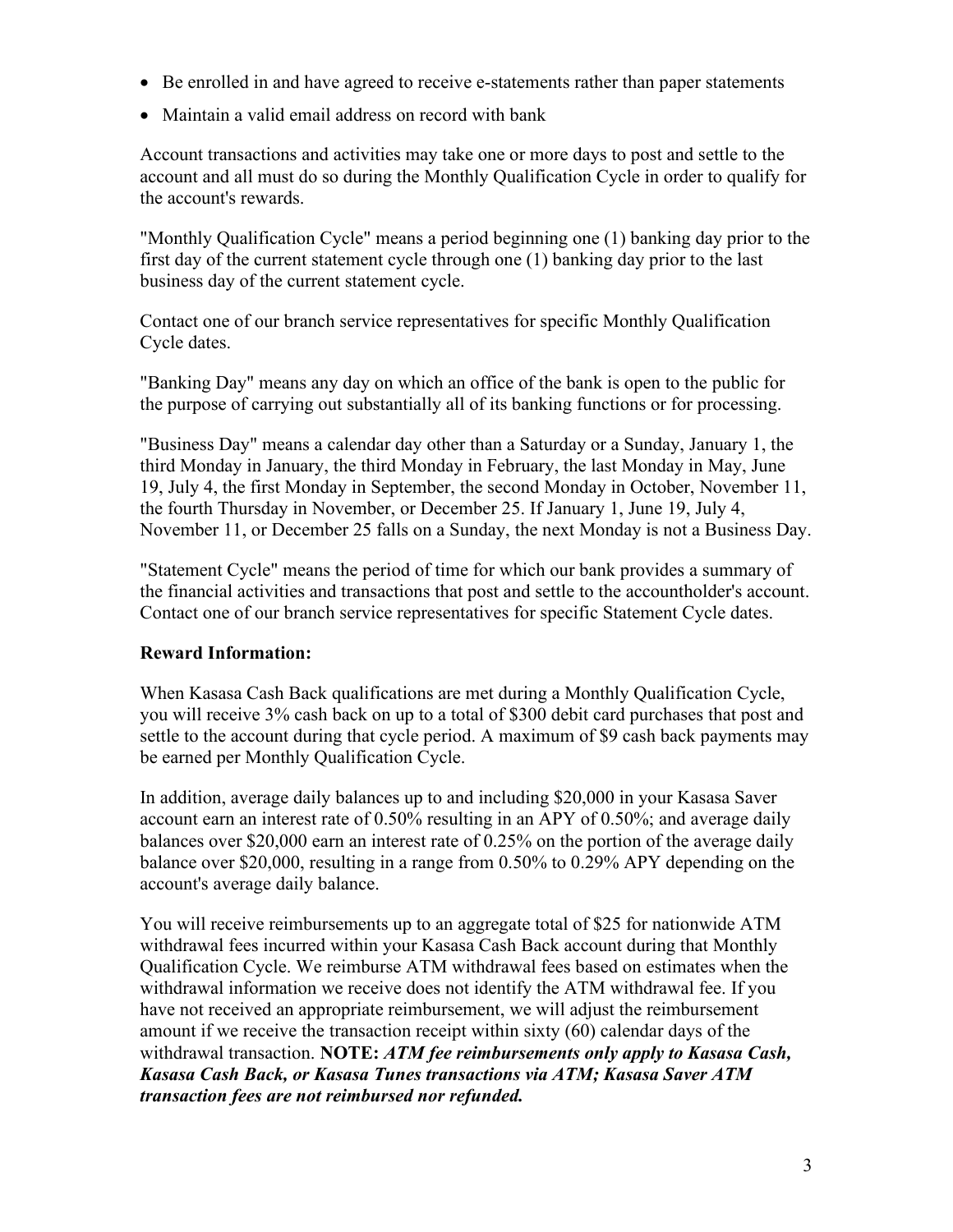- Be enrolled in and have agreed to receive e-statements rather than paper statements
- Maintain a valid email address on record with bank

Account transactions and activities may take one or more days to post and settle to the account and all must do so during the Monthly Qualification Cycle in order to qualify for the account's rewards.

"Monthly Qualification Cycle" means a period beginning one (1) banking day prior to the first day of the current statement cycle through one (1) banking day prior to the last business day of the current statement cycle.

Contact one of our branch service representatives for specific Monthly Qualification Cycle dates.

"Banking Day" means any day on which an office of the bank is open to the public for the purpose of carrying out substantially all of its banking functions or for processing.

"Business Day" means a calendar day other than a Saturday or a Sunday, January 1, the third Monday in January, the third Monday in February, the last Monday in May, June 19, July 4, the first Monday in September, the second Monday in October, November 11, the fourth Thursday in November, or December 25. If January 1, June 19, July 4, November 11, or December 25 falls on a Sunday, the next Monday is not a Business Day.

"Statement Cycle" means the period of time for which our bank provides a summary of the financial activities and transactions that post and settle to the accountholder's account. Contact one of our branch service representatives for specific Statement Cycle dates.

**Reward Information:**

When Kasasa Cash Back qualifications are met during a Monthly Qualification Cycle, you will receive 3% cash back on up to a total of $300 debit card purchases that post and settle to the account during that cycle period. A maximum of $9 cash back payments may be earned per Monthly Qualification Cycle.

In addition, average daily balances up to and including $20,000 in your Kasasa Saver account earn an interest rate of 0.50% resulting in an APY of 0.50%; and average daily balances over $20,000 earn an interest rate of 0.25% on the portion of the average daily balance over $20,000, resulting in a range from 0.50% to 0.29% APY depending on the account's average daily balance.

You will receive reimbursements up to an aggregate total of $25 for nationwide ATM withdrawal fees incurred within your Kasasa Cash Back account during that Monthly Qualification Cycle. We reimburse ATM withdrawal fees based on estimates when the withdrawal information we receive does not identify the ATM withdrawal fee. If you have not received an appropriate reimbursement, we will adjust the reimbursement amount if we receive the transaction receipt within sixty (60) calendar days of the withdrawal transaction. **NOTE:** ***ATM fee reimbursements only apply to Kasasa Cash, Kasasa Cash Back, or Kasasa Tunes transactions via ATM; Kasasa Saver ATM transaction fees are not reimbursed nor refunded.***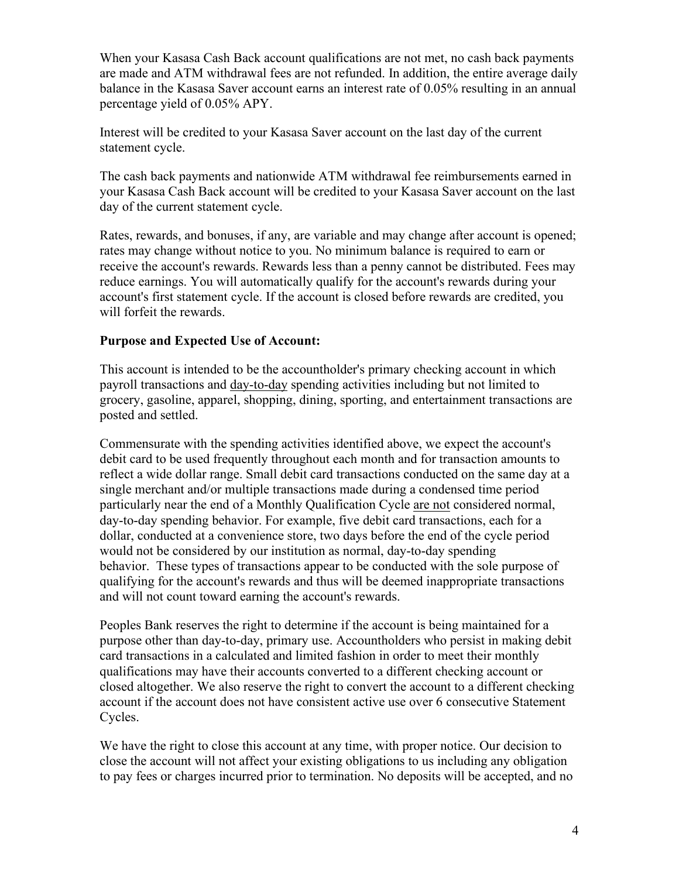When your Kasasa Cash Back account qualifications are not met, no cash back payments are made and ATM withdrawal fees are not refunded. In addition, the entire average daily balance in the Kasasa Saver account earns an interest rate of 0.05% resulting in an annual percentage yield of 0.05% APY.

Interest will be credited to your Kasasa Saver account on the last day of the current statement cycle.

The cash back payments and nationwide ATM withdrawal fee reimbursements earned in your Kasasa Cash Back account will be credited to your Kasasa Saver account on the last day of the current statement cycle.

Rates, rewards, and bonuses, if any, are variable and may change after account is opened; rates may change without notice to you. No minimum balance is required to earn or receive the account's rewards. Rewards less than a penny cannot be distributed. Fees may reduce earnings. You will automatically qualify for the account's rewards during your account's first statement cycle. If the account is closed before rewards are credited, you will forfeit the rewards.

**Purpose and Expected Use of Account:**

This account is intended to be the accountholder's primary checking account in which payroll transactions and day-to-day spending activities including but not limited to grocery, gasoline, apparel, shopping, dining, sporting, and entertainment transactions are posted and settled.

Commensurate with the spending activities identified above, we expect the account's debit card to be used frequently throughout each month and for transaction amounts to reflect a wide dollar range. Small debit card transactions conducted on the same day at a single merchant and/or multiple transactions made during a condensed time period particularly near the end of a Monthly Qualification Cycle are not considered normal, day-to-day spending behavior. For example, five debit card transactions, each for a dollar, conducted at a convenience store, two days before the end of the cycle period would not be considered by our institution as normal, day-to-day spending behavior. These types of transactions appear to be conducted with the sole purpose of qualifying for the account's rewards and thus will be deemed inappropriate transactions and will not count toward earning the account's rewards.

Peoples Bank reserves the right to determine if the account is being maintained for a purpose other than day-to-day, primary use. Accountholders who persist in making debit card transactions in a calculated and limited fashion in order to meet their monthly qualifications may have their accounts converted to a different checking account or closed altogether. We also reserve the right to convert the account to a different checking account if the account does not have consistent active use over 6 consecutive Statement Cycles.

We have the right to close this account at any time, with proper notice. Our decision to close the account will not affect your existing obligations to us including any obligation to pay fees or charges incurred prior to termination. No deposits will be accepted, and no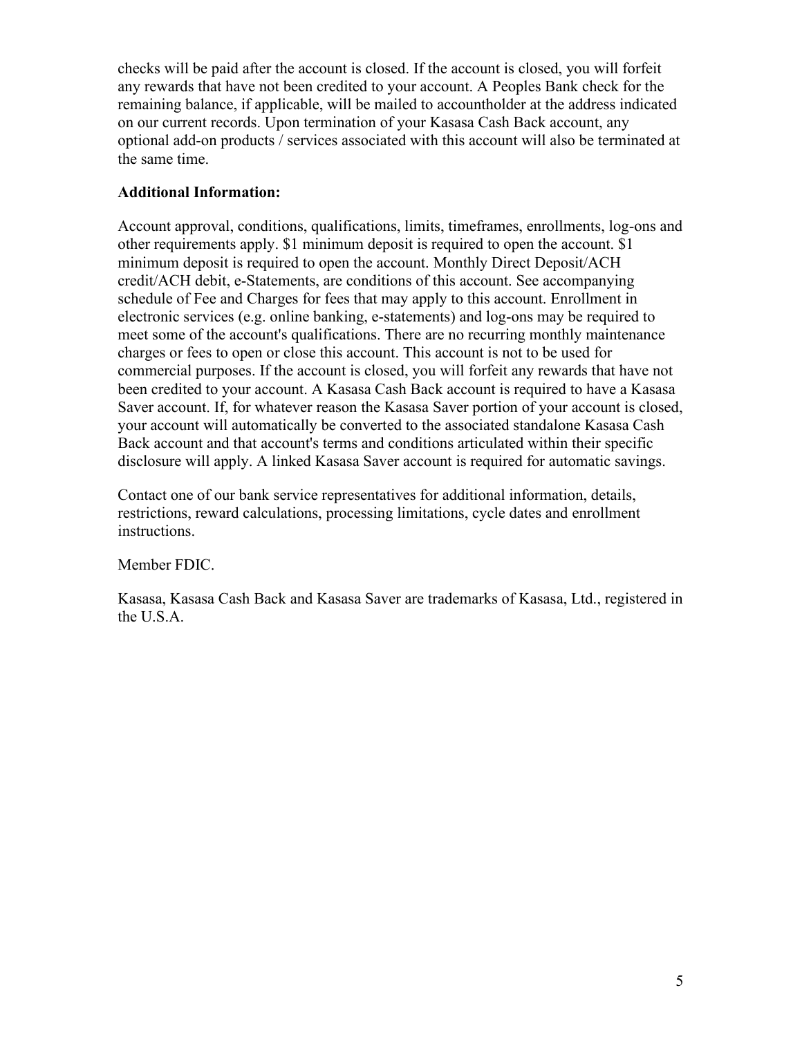checks will be paid after the account is closed. If the account is closed, you will forfeit any rewards that have not been credited to your account. A Peoples Bank check for the remaining balance, if applicable, will be mailed to accountholder at the address indicated on our current records. Upon termination of your Kasasa Cash Back account, any optional add-on products / services associated with this account will also be terminated at the same time.

**Additional Information:**

Account approval, conditions, qualifications, limits, timeframes, enrollments, log-ons and other requirements apply. $1 minimum deposit is required to open the account. $1 minimum deposit is required to open the account. Monthly Direct Deposit/ACH credit/ACH debit, e-Statements, are conditions of this account. See accompanying schedule of Fee and Charges for fees that may apply to this account. Enrollment in electronic services (e.g. online banking, e-statements) and log-ons may be required to meet some of the account's qualifications. There are no recurring monthly maintenance charges or fees to open or close this account. This account is not to be used for commercial purposes. If the account is closed, you will forfeit any rewards that have not been credited to your account. A Kasasa Cash Back account is required to have a Kasasa Saver account. If, for whatever reason the Kasasa Saver portion of your account is closed, your account will automatically be converted to the associated standalone Kasasa Cash Back account and that account's terms and conditions articulated within their specific disclosure will apply. A linked Kasasa Saver account is required for automatic savings.

Contact one of our bank service representatives for additional information, details, restrictions, reward calculations, processing limitations, cycle dates and enrollment instructions.

Member FDIC.

Kasasa, Kasasa Cash Back and Kasasa Saver are trademarks of Kasasa, Ltd., registered in the U.S.A.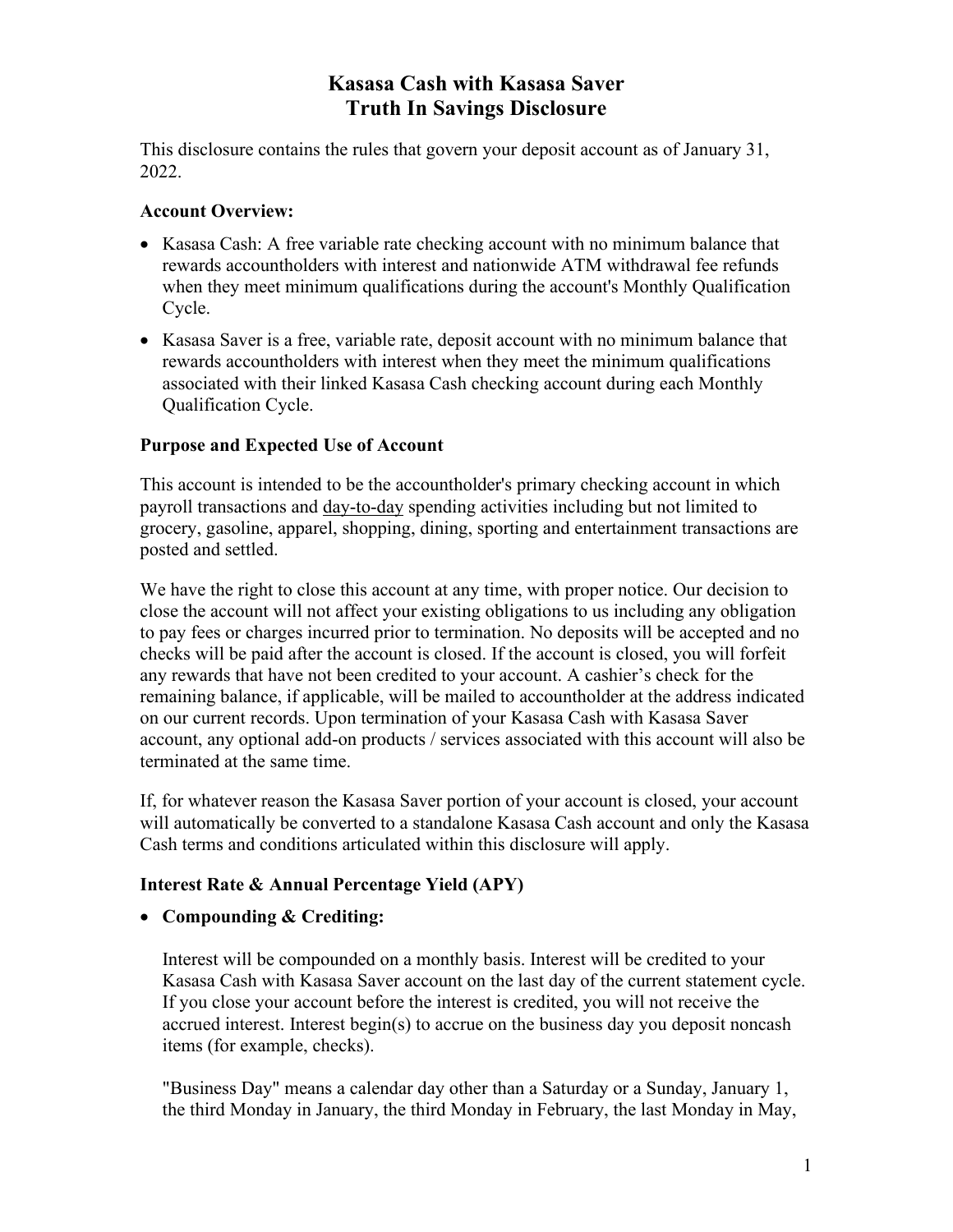# Kasasa Cash with Kasasa Saver
# Truth In Savings Disclosure

This disclosure contains the rules that govern your deposit account as of January 31, 2022.

**Account Overview:**

- Kasasa Cash: A free variable rate checking account with no minimum balance that rewards accountholders with interest and nationwide ATM withdrawal fee refunds when they meet minimum qualifications during the account's Monthly Qualification Cycle.
- Kasasa Saver is a free, variable rate, deposit account with no minimum balance that rewards accountholders with interest when they meet the minimum qualifications associated with their linked Kasasa Cash checking account during each Monthly Qualification Cycle.

**Purpose and Expected Use of Account**

This account is intended to be the accountholder's primary checking account in which payroll transactions and day-to-day spending activities including but not limited to grocery, gasoline, apparel, shopping, dining, sporting and entertainment transactions are posted and settled.

We have the right to close this account at any time, with proper notice. Our decision to close the account will not affect your existing obligations to us including any obligation to pay fees or charges incurred prior to termination. No deposits will be accepted and no checks will be paid after the account is closed. If the account is closed, you will forfeit any rewards that have not been credited to your account. A cashier's check for the remaining balance, if applicable, will be mailed to accountholder at the address indicated on our current records. Upon termination of your Kasasa Cash with Kasasa Saver account, any optional add-on products / services associated with this account will also be terminated at the same time.

If, for whatever reason the Kasasa Saver portion of your account is closed, your account will automatically be converted to a standalone Kasasa Cash account and only the Kasasa Cash terms and conditions articulated within this disclosure will apply.

**Interest Rate & Annual Percentage Yield (APY)**

- **Compounding & Crediting:**

  Interest will be compounded on a monthly basis. Interest will be credited to your Kasasa Cash with Kasasa Saver account on the last day of the current statement cycle. If you close your account before the interest is credited, you will not receive the accrued interest. Interest begin(s) to accrue on the business day you deposit noncash items (for example, checks).

  "Business Day" means a calendar day other than a Saturday or a Sunday, January 1, the third Monday in January, the third Monday in February, the last Monday in May,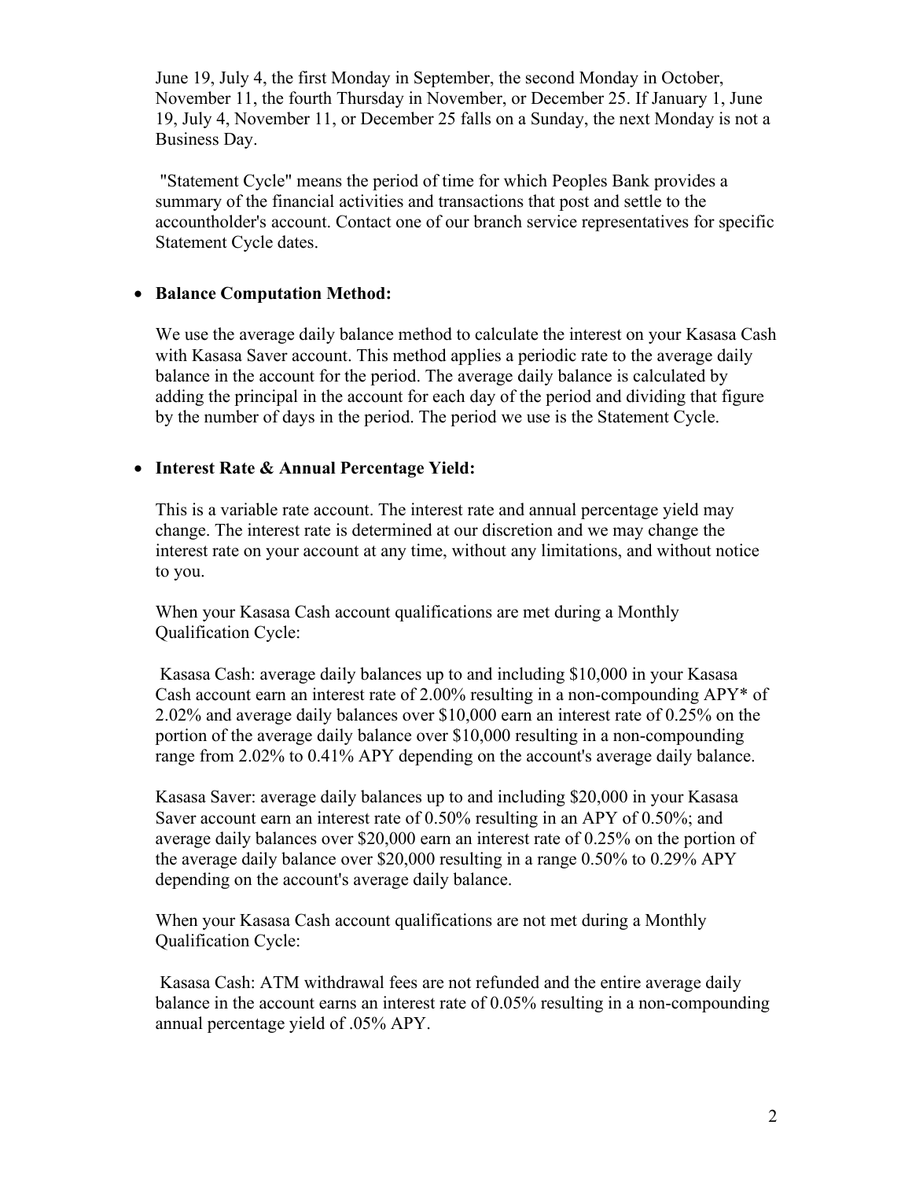June 19, July 4, the first Monday in September, the second Monday in October, November 11, the fourth Thursday in November, or December 25. If January 1, June 19, July 4, November 11, or December 25 falls on a Sunday, the next Monday is not a Business Day.

"Statement Cycle" means the period of time for which Peoples Bank provides a summary of the financial activities and transactions that post and settle to the accountholder's account. Contact one of our branch service representatives for specific Statement Cycle dates.

- **Balance Computation Method:**

  We use the average daily balance method to calculate the interest on your Kasasa Cash with Kasasa Saver account. This method applies a periodic rate to the average daily balance in the account for the period. The average daily balance is calculated by adding the principal in the account for each day of the period and dividing that figure by the number of days in the period. The period we use is the Statement Cycle.

- **Interest Rate & Annual Percentage Yield:**

  This is a variable rate account. The interest rate and annual percentage yield may change. The interest rate is determined at our discretion and we may change the interest rate on your account at any time, without any limitations, and without notice to you.

  When your Kasasa Cash account qualifications are met during a Monthly Qualification Cycle:

  Kasasa Cash: average daily balances up to and including $10,000 in your Kasasa Cash account earn an interest rate of 2.00% resulting in a non-compounding APY* of 2.02% and average daily balances over $10,000 earn an interest rate of 0.25% on the portion of the average daily balance over $10,000 resulting in a non-compounding range from 2.02% to 0.41% APY depending on the account's average daily balance.

  Kasasa Saver: average daily balances up to and including $20,000 in your Kasasa Saver account earn an interest rate of 0.50% resulting in an APY of 0.50%; and average daily balances over $20,000 earn an interest rate of 0.25% on the portion of the average daily balance over $20,000 resulting in a range 0.50% to 0.29% APY depending on the account's average daily balance.

  When your Kasasa Cash account qualifications are not met during a Monthly Qualification Cycle:

  Kasasa Cash: ATM withdrawal fees are not refunded and the entire average daily balance in the account earns an interest rate of 0.05% resulting in a non-compounding annual percentage yield of .05% APY.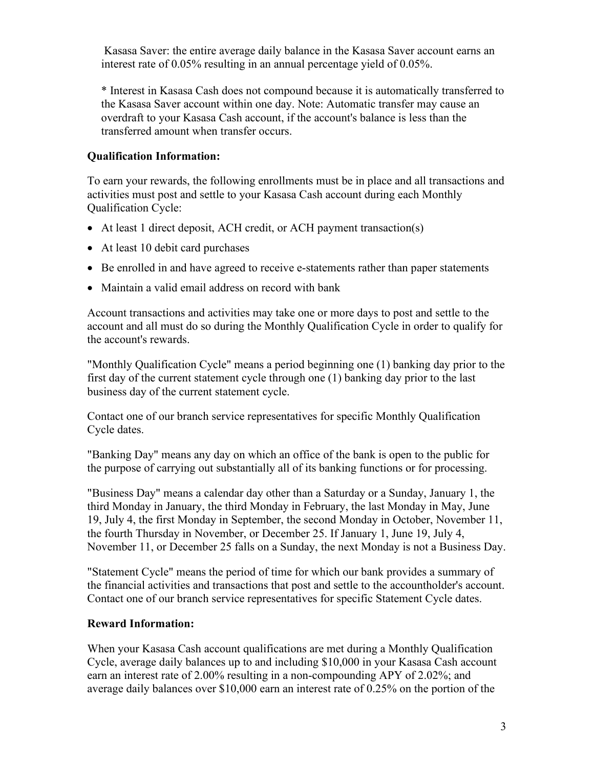Kasasa Saver: the entire average daily balance in the Kasasa Saver account earns an interest rate of 0.05% resulting in an annual percentage yield of 0.05%.

* Interest in Kasasa Cash does not compound because it is automatically transferred to the Kasasa Saver account within one day. Note: Automatic transfer may cause an overdraft to your Kasasa Cash account, if the account's balance is less than the transferred amount when transfer occurs.

**Qualification Information:**

To earn your rewards, the following enrollments must be in place and all transactions and activities must post and settle to your Kasasa Cash account during each Monthly Qualification Cycle:

- At least 1 direct deposit, ACH credit, or ACH payment transaction(s)
- At least 10 debit card purchases
- Be enrolled in and have agreed to receive e-statements rather than paper statements
- Maintain a valid email address on record with bank

Account transactions and activities may take one or more days to post and settle to the account and all must do so during the Monthly Qualification Cycle in order to qualify for the account's rewards.

"Monthly Qualification Cycle" means a period beginning one (1) banking day prior to the first day of the current statement cycle through one (1) banking day prior to the last business day of the current statement cycle.

Contact one of our branch service representatives for specific Monthly Qualification Cycle dates.

"Banking Day" means any day on which an office of the bank is open to the public for the purpose of carrying out substantially all of its banking functions or for processing.

"Business Day" means a calendar day other than a Saturday or a Sunday, January 1, the third Monday in January, the third Monday in February, the last Monday in May, June 19, July 4, the first Monday in September, the second Monday in October, November 11, the fourth Thursday in November, or December 25. If January 1, June 19, July 4, November 11, or December 25 falls on a Sunday, the next Monday is not a Business Day.

"Statement Cycle" means the period of time for which our bank provides a summary of the financial activities and transactions that post and settle to the accountholder's account. Contact one of our branch service representatives for specific Statement Cycle dates.

**Reward Information:**

When your Kasasa Cash account qualifications are met during a Monthly Qualification Cycle, average daily balances up to and including $10,000 in your Kasasa Cash account earn an interest rate of 2.00% resulting in a non-compounding APY of 2.02%; and average daily balances over $10,000 earn an interest rate of 0.25% on the portion of the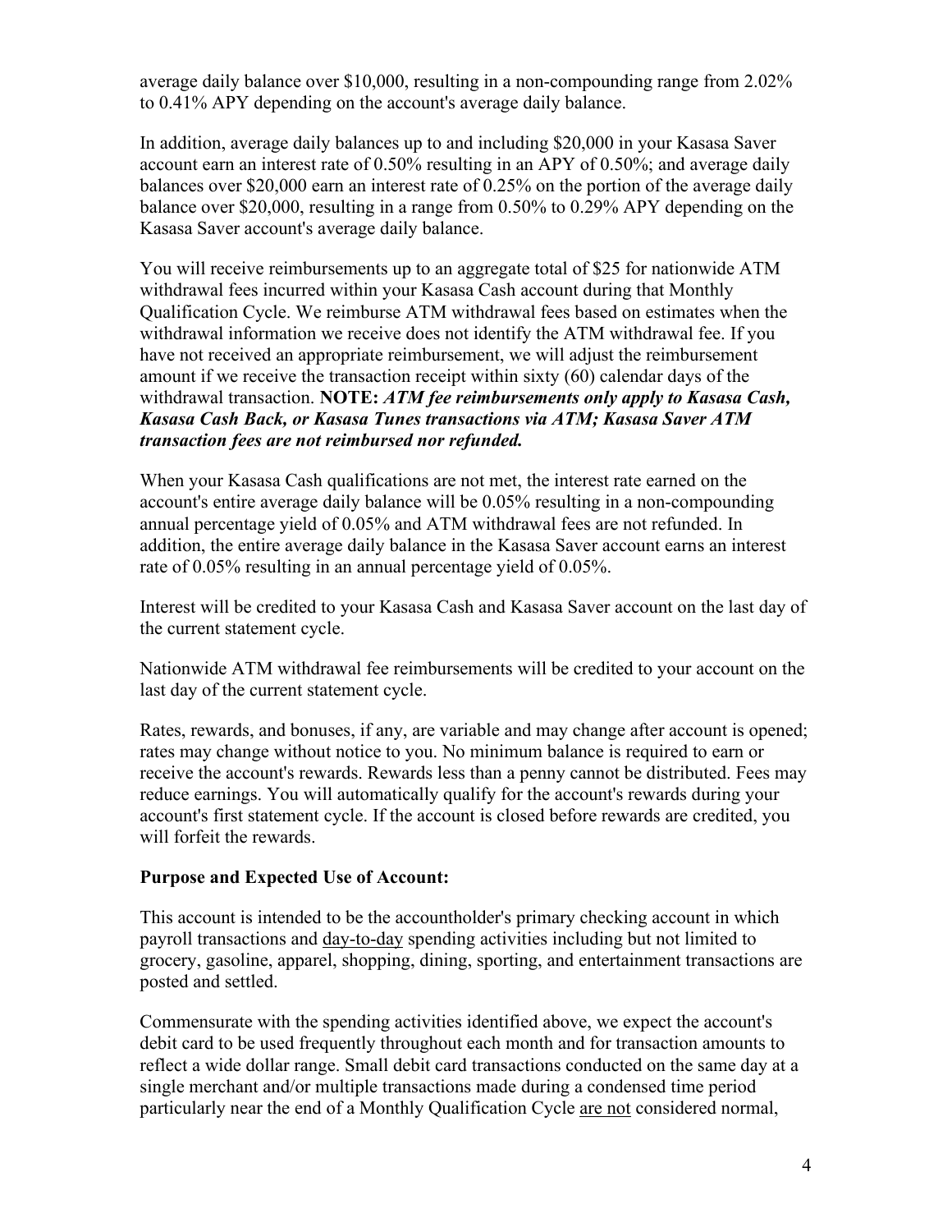average daily balance over $10,000, resulting in a non-compounding range from 2.02% to 0.41% APY depending on the account's average daily balance.

In addition, average daily balances up to and including $20,000 in your Kasasa Saver account earn an interest rate of 0.50% resulting in an APY of 0.50%; and average daily balances over $20,000 earn an interest rate of 0.25% on the portion of the average daily balance over $20,000, resulting in a range from 0.50% to 0.29% APY depending on the Kasasa Saver account's average daily balance.

You will receive reimbursements up to an aggregate total of $25 for nationwide ATM withdrawal fees incurred within your Kasasa Cash account during that Monthly Qualification Cycle. We reimburse ATM withdrawal fees based on estimates when the withdrawal information we receive does not identify the ATM withdrawal fee. If you have not received an appropriate reimbursement, we will adjust the reimbursement amount if we receive the transaction receipt within sixty (60) calendar days of the withdrawal transaction. **NOTE:** ***ATM fee reimbursements only apply to Kasasa Cash, Kasasa Cash Back, or Kasasa Tunes transactions via ATM; Kasasa Saver ATM transaction fees are not reimbursed nor refunded.***

When your Kasasa Cash qualifications are not met, the interest rate earned on the account's entire average daily balance will be 0.05% resulting in a non-compounding annual percentage yield of 0.05% and ATM withdrawal fees are not refunded. In addition, the entire average daily balance in the Kasasa Saver account earns an interest rate of 0.05% resulting in an annual percentage yield of 0.05%.

Interest will be credited to your Kasasa Cash and Kasasa Saver account on the last day of the current statement cycle.

Nationwide ATM withdrawal fee reimbursements will be credited to your account on the last day of the current statement cycle.

Rates, rewards, and bonuses, if any, are variable and may change after account is opened; rates may change without notice to you. No minimum balance is required to earn or receive the account's rewards. Rewards less than a penny cannot be distributed. Fees may reduce earnings. You will automatically qualify for the account's rewards during your account's first statement cycle. If the account is closed before rewards are credited, you will forfeit the rewards.

**Purpose and Expected Use of Account:**

This account is intended to be the accountholder's primary checking account in which payroll transactions and day-to-day spending activities including but not limited to grocery, gasoline, apparel, shopping, dining, sporting, and entertainment transactions are posted and settled.

Commensurate with the spending activities identified above, we expect the account's debit card to be used frequently throughout each month and for transaction amounts to reflect a wide dollar range. Small debit card transactions conducted on the same day at a single merchant and/or multiple transactions made during a condensed time period particularly near the end of a Monthly Qualification Cycle are not considered normal,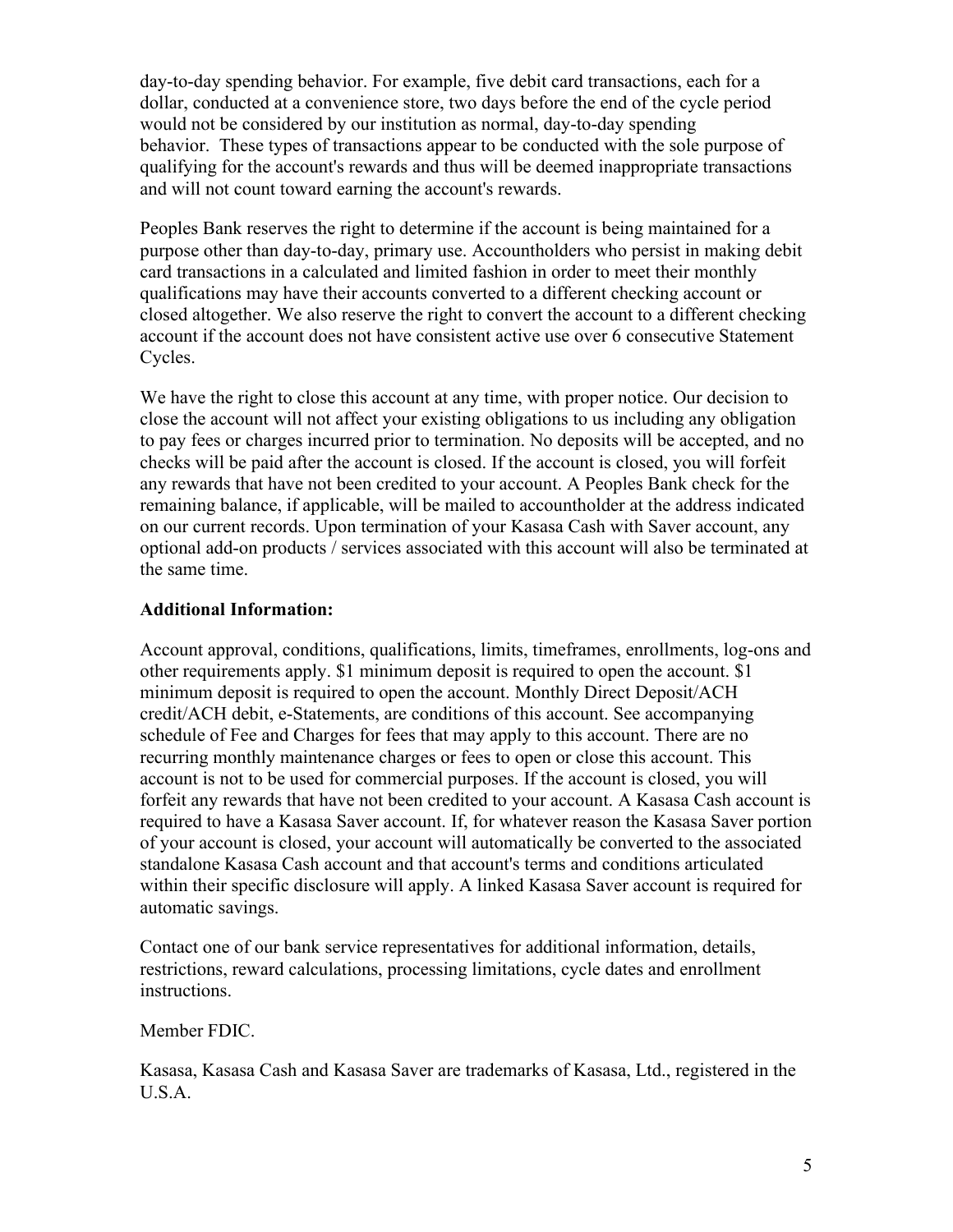day-to-day spending behavior. For example, five debit card transactions, each for a dollar, conducted at a convenience store, two days before the end of the cycle period would not be considered by our institution as normal, day-to-day spending behavior.  These types of transactions appear to be conducted with the sole purpose of qualifying for the account's rewards and thus will be deemed inappropriate transactions and will not count toward earning the account's rewards.

Peoples Bank reserves the right to determine if the account is being maintained for a purpose other than day-to-day, primary use. Accountholders who persist in making debit card transactions in a calculated and limited fashion in order to meet their monthly qualifications may have their accounts converted to a different checking account or closed altogether. We also reserve the right to convert the account to a different checking account if the account does not have consistent active use over 6 consecutive Statement Cycles.

We have the right to close this account at any time, with proper notice. Our decision to close the account will not affect your existing obligations to us including any obligation to pay fees or charges incurred prior to termination. No deposits will be accepted, and no checks will be paid after the account is closed. If the account is closed, you will forfeit any rewards that have not been credited to your account. A Peoples Bank check for the remaining balance, if applicable, will be mailed to accountholder at the address indicated on our current records. Upon termination of your Kasasa Cash with Saver account, any optional add-on products / services associated with this account will also be terminated at the same time.

**Additional Information:**

Account approval, conditions, qualifications, limits, timeframes, enrollments, log-ons and other requirements apply. $1 minimum deposit is required to open the account. $1 minimum deposit is required to open the account. Monthly Direct Deposit/ACH credit/ACH debit, e-Statements, are conditions of this account. See accompanying schedule of Fee and Charges for fees that may apply to this account. There are no recurring monthly maintenance charges or fees to open or close this account. This account is not to be used for commercial purposes. If the account is closed, you will forfeit any rewards that have not been credited to your account. A Kasasa Cash account is required to have a Kasasa Saver account. If, for whatever reason the Kasasa Saver portion of your account is closed, your account will automatically be converted to the associated standalone Kasasa Cash account and that account's terms and conditions articulated within their specific disclosure will apply. A linked Kasasa Saver account is required for automatic savings.

Contact one of our bank service representatives for additional information, details, restrictions, reward calculations, processing limitations, cycle dates and enrollment instructions.

Member FDIC.

Kasasa, Kasasa Cash and Kasasa Saver are trademarks of Kasasa, Ltd., registered in the U.S.A.